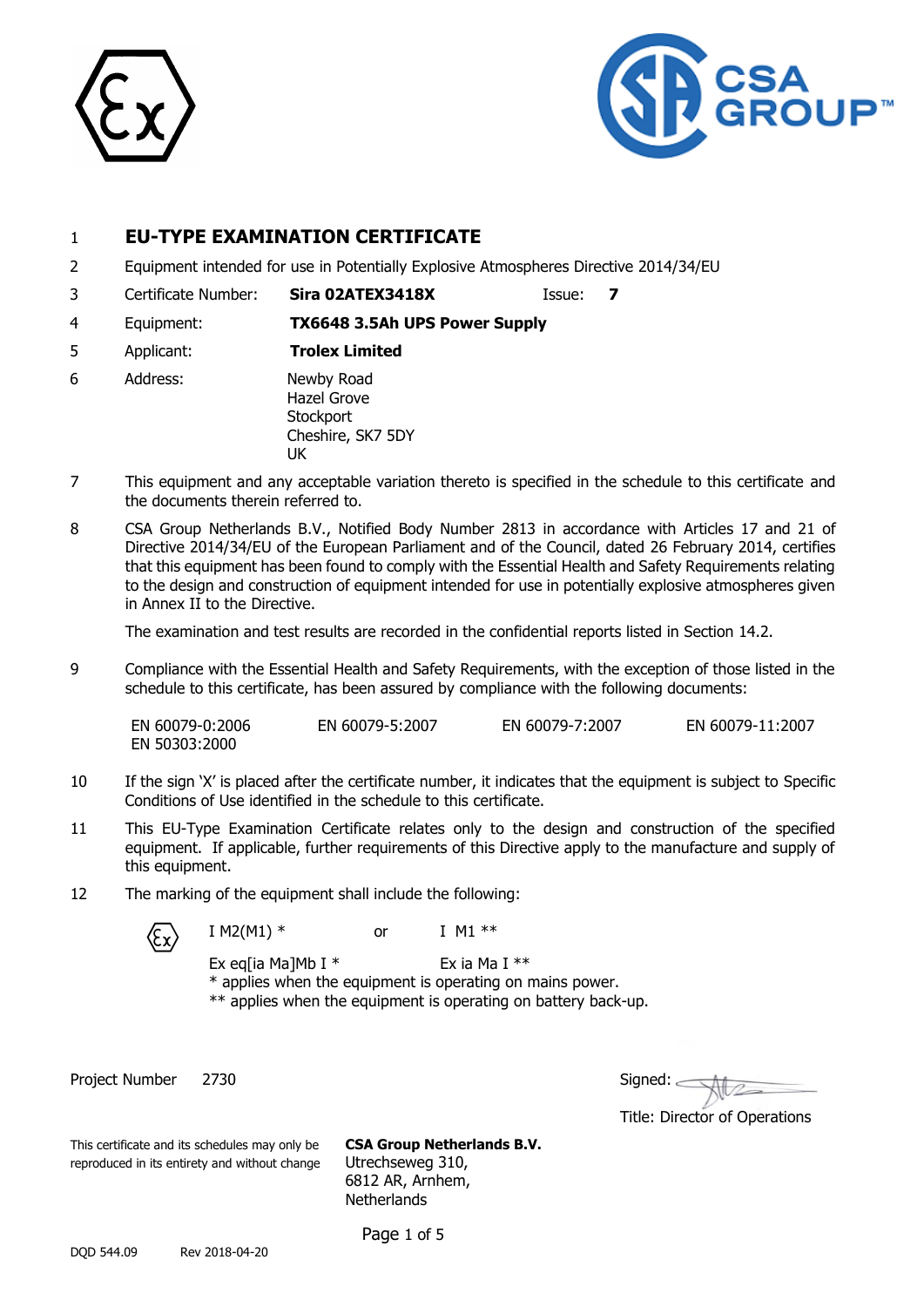1 **EU-TYPE EXAMINATION CERTIFICATE**

2 Equipment intended for use in Potentially Explosive Atmospheres Directive 2014/34/EU

3 Certificate Number: **Sira 02ATEX3418X** Issue: **7**

4 Equipment: **TX6648 3.5Ah UPS Power Supply**

5 Applicant: **Trolex Limited**

6 Address: Newby Road
Hazel Grove
Stockport
Cheshire, SK7 5DY
UK

7 This equipment and any acceptable variation thereto is specified in the schedule to this certificate and the documents therein referred to.

8 CSA Group Netherlands B.V., Notified Body Number 2813 in accordance with Articles 17 and 21 of Directive 2014/34/EU of the European Parliament and of the Council, dated 26 February 2014, certifies that this equipment has been found to comply with the Essential Health and Safety Requirements relating to the design and construction of equipment intended for use in potentially explosive atmospheres given in Annex II to the Directive.

The examination and test results are recorded in the confidential reports listed in Section 14.2.

9 Compliance with the Essential Health and Safety Requirements, with the exception of those listed in the schedule to this certificate, has been assured by compliance with the following documents:

EN 60079-0:2006 EN 60079-5:2007 EN 60079-7:2007 EN 60079-11:2007
EN 50303:2000

10 If the sign 'X' is placed after the certificate number, it indicates that the equipment is subject to Specific Conditions of Use identified in the schedule to this certificate.

11 This EU-Type Examination Certificate relates only to the design and construction of the specified equipment. If applicable, further requirements of this Directive apply to the manufacture and supply of this equipment.

12 The marking of the equipment shall include the following:

Ex I M2(M1) * or I M1 **

Ex eq[ia Ma]Mb I * Ex ia Ma I **

* applies when the equipment is operating on mains power.
** applies when the equipment is operating on battery back-up.

Project Number 2730

Signed:

Title: Director of Operations

This certificate and its schedules may only be reproduced in its entirety and without change

**CSA Group Netherlands B.V.**
Utrechseweg 310,
6812 AR, Arnhem,
Netherlands

DQD 544.09 Rev 2018-04-20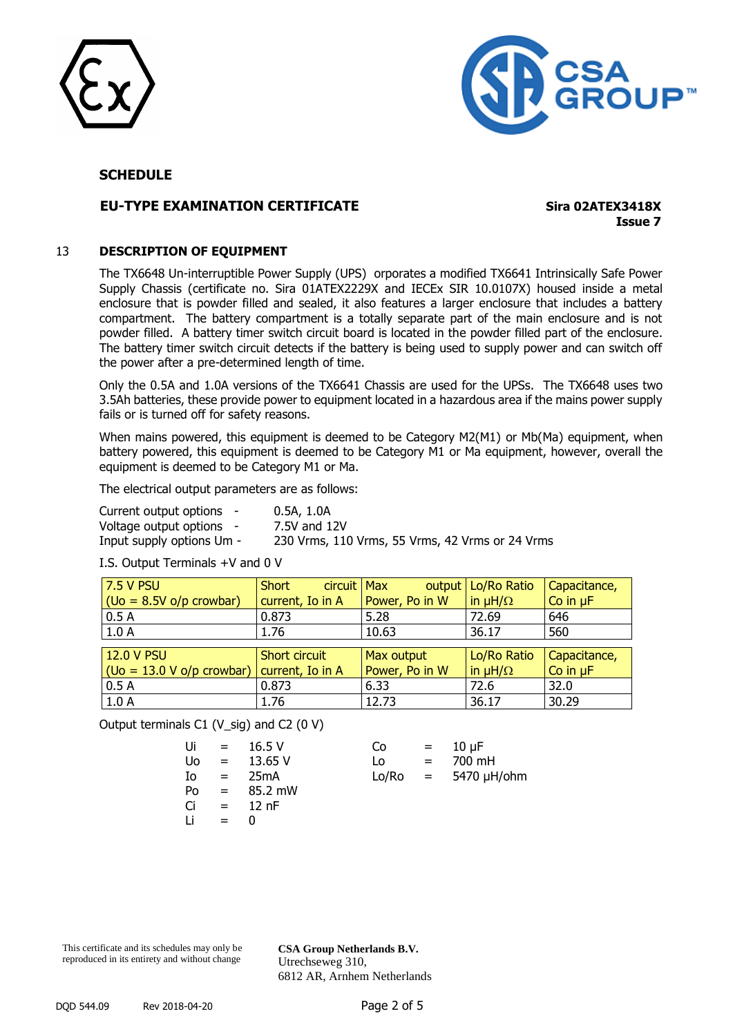## SCHEDULE

**EU-TYPE EXAMINATION CERTIFICATE**

**Sira 02ATEX3418X**
**Issue 7**

### 13 DESCRIPTION OF EQUIPMENT

The TX6648 Un-interruptible Power Supply (UPS) orporates a modified TX6641 Intrinsically Safe Power Supply Chassis (certificate no. Sira 01ATEX2229X and IECEx SIR 10.0107X) housed inside a metal enclosure that is powder filled and sealed, it also features a larger enclosure that includes a battery compartment. The battery compartment is a totally separate part of the main enclosure and is not powder filled. A battery timer switch circuit board is located in the powder filled part of the enclosure. The battery timer switch circuit detects if the battery is being used to supply power and can switch off the power after a pre-determined length of time.

Only the 0.5A and 1.0A versions of the TX6641 Chassis are used for the UPSs. The TX6648 uses two 3.5Ah batteries, these provide power to equipment located in a hazardous area if the mains power supply fails or is turned off for safety reasons.

When mains powered, this equipment is deemed to be Category M2(M1) or Mb(Ma) equipment, when battery powered, this equipment is deemed to be Category M1 or Ma equipment, however, overall the equipment is deemed to be Category M1 or Ma.

The electrical output parameters are as follows:

Current output options - 0.5A, 1.0A
Voltage output options - 7.5V and 12V
Input supply options Um - 230 Vrms, 110 Vrms, 55 Vrms, 42 Vrms or 24 Vrms

I.S. Output Terminals +V and 0 V

| 7.5 V PSU (Uo = 8.5V o/p crowbar) | Short circuit current, Io in A | Max output Power, Po in W | Lo/Ro Ratio in µH/Ω | Capacitance, Co in µF |
|---|---|---|---|---|
| 0.5 A | 0.873 | 5.28 | 72.69 | 646 |
| 1.0 A | 1.76 | 10.63 | 36.17 | 560 |

| 12.0 V PSU (Uo = 13.0 V o/p crowbar) | Short circuit current, Io in A | Max output Power, Po in W | Lo/Ro Ratio in µH/Ω | Capacitance, Co in µF |
|---|---|---|---|---|
| 0.5 A | 0.873 | 6.33 | 72.6 | 32.0 |
| 1.0 A | 1.76 | 12.73 | 36.17 | 30.29 |

Output terminals C1 (V_sig) and C2 (0 V)

| | | | | | |
|---|---|---|---|---|---|
| Ui | = 16.5 V | | Co | = | 10 µF |
| Uo | = 13.65 V | | Lo | = | 700 mH |
| Io | = 25mA | | Lo/Ro | = | 5470 µH/ohm |
| Po | = 85.2 mW | | | | |
| Ci | = 12 nF | | | | |
| Li | = 0 | | | | |

This certificate and its schedules may only be reproduced in its entirety and without change

**CSA Group Netherlands B.V.**
Utrechseweg 310,
6812 AR, Arnhem Netherlands

DQD 544.09 Rev 2018-04-20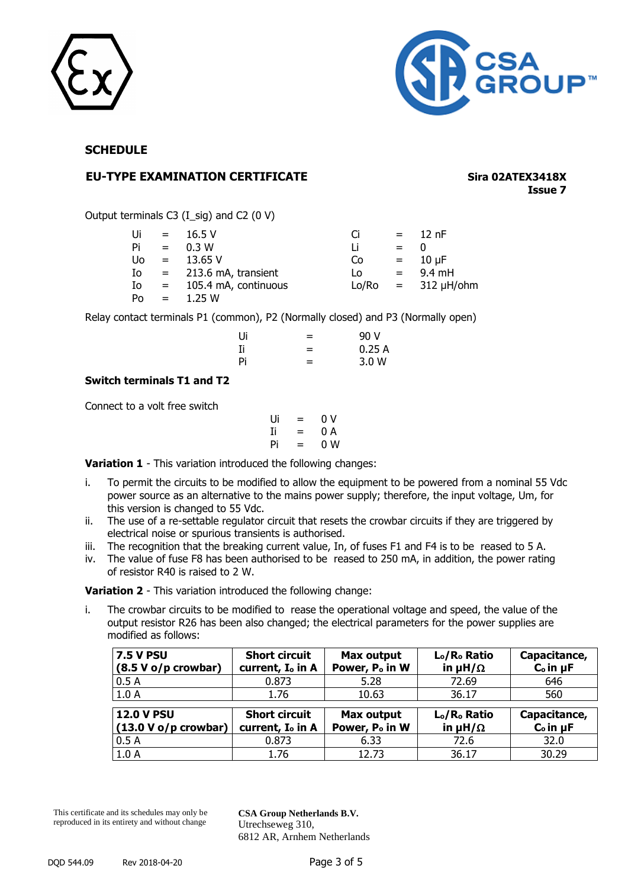**SCHEDULE**

**EU-TYPE EXAMINATION CERTIFICATE**

**Sira 02ATEX3418X**
**Issue 7**

Output terminals C3 (I_sig) and C2 (0 V)

| | | | | | |
|---|---|---|---|---|---|
| Ui | = 16.5 V | | Ci | = | 12 nF |
| Pi | = 0.3 W | | Li | = | 0 |
| Uo | = 13.65 V | | Co | = | 10 μF |
| Io | = 213.6 mA, transient | | Lo | = | 9.4 mH |
| Io | = 105.4 mA, continuous | | Lo/Ro | = | 312 μH/ohm |
| Po | = 1.25 W | | | | |

Relay contact terminals P1 (common), P2 (Normally closed) and P3 (Normally open)

| | | |
|---|---|---|
| Ui | = | 90 V |
| Ii | = | 0.25 A |
| Pi | = | 3.0 W |

**Switch terminals T1 and T2**

Connect to a volt free switch

| | | |
|---|---|---|
| Ui | = | 0 V |
| Ii | = | 0 A |
| Pi | = | 0 W |

**Variation 1** - This variation introduced the following changes:

i. To permit the circuits to be modified to allow the equipment to be powered from a nominal 55 Vdc power source as an alternative to the mains power supply; therefore, the input voltage, Um, for this version is changed to 55 Vdc.
ii. The use of a re-settable regulator circuit that resets the crowbar circuits if they are triggered by electrical noise or spurious transients is authorised.
iii. The recognition that the breaking current value, In, of fuses F1 and F4 is to be reased to 5 A.
iv. The value of fuse F8 has been authorised to be reased to 250 mA, in addition, the power rating of resistor R40 is raised to 2 W.

**Variation 2** - This variation introduced the following change:

i. The crowbar circuits to be modified to rease the operational voltage and speed, the value of the output resistor R26 has been also changed; the electrical parameters for the power supplies are modified as follows:

| **7.5 V PSU (8.5 V o/p crowbar)** | **Short circuit current, $I_o$ in A** | **Max output Power, $P_o$ in W** | **$L_o/R_o$ Ratio in μH/Ω** | **Capacitance, $C_o$ in μF** |
|---|---|---|---|---|
| 0.5 A | 0.873 | 5.28 | 72.69 | 646 |
| 1.0 A | 1.76 | 10.63 | 36.17 | 560 |

| **12.0 V PSU (13.0 V o/p crowbar)** | **Short circuit current, $I_o$ in A** | **Max output Power, $P_o$ in W** | **$L_o/R_o$ Ratio in μH/Ω** | **Capacitance, $C_o$ in μF** |
|---|---|---|---|---|
| 0.5 A | 0.873 | 6.33 | 72.6 | 32.0 |
| 1.0 A | 1.76 | 12.73 | 36.17 | 30.29 |

This certificate and its schedules may only be reproduced in its entirety and without change

**CSA Group Netherlands B.V.**
Utrechseweg 310,
6812 AR, Arnhem Netherlands

DQD 544.09 Rev 2018-04-20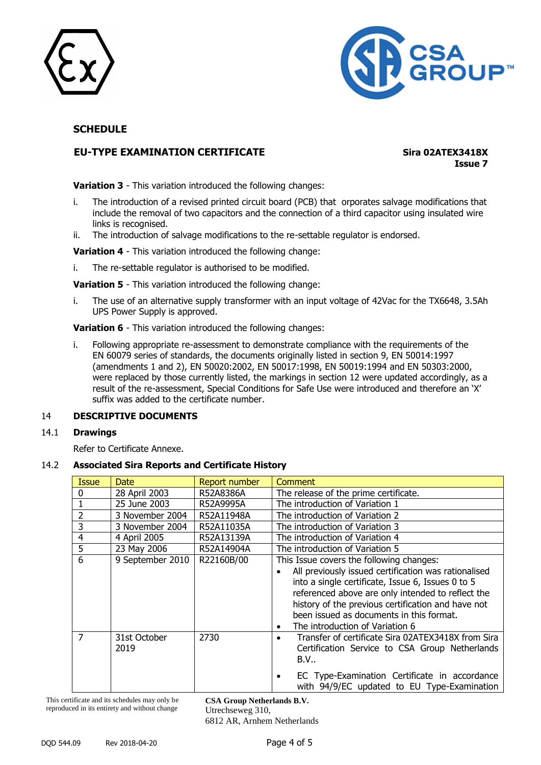**SCHEDULE**

**EU-TYPE EXAMINATION CERTIFICATE**

**Sira 02ATEX3418X**
**Issue 7**

**Variation 3** - This variation introduced the following changes:

i. The introduction of a revised printed circuit board (PCB) that orporates salvage modifications that include the removal of two capacitors and the connection of a third capacitor using insulated wire links is recognised.
ii. The introduction of salvage modifications to the re-settable regulator is endorsed.

**Variation 4** - This variation introduced the following change:

i. The re-settable regulator is authorised to be modified.

**Variation 5** - This variation introduced the following change:

i. The use of an alternative supply transformer with an input voltage of 42Vac for the TX6648, 3.5Ah UPS Power Supply is approved.

**Variation 6** - This variation introduced the following changes:

i. Following appropriate re-assessment to demonstrate compliance with the requirements of the EN 60079 series of standards, the documents originally listed in section 9, EN 50014:1997 (amendments 1 and 2), EN 50020:2002, EN 50017:1998, EN 50019:1994 and EN 50303:2000, were replaced by those currently listed, the markings in section 12 were updated accordingly, as a result of the re-assessment, Special Conditions for Safe Use were introduced and therefore an 'X' suffix was added to the certificate number.

## 14 DESCRIPTIVE DOCUMENTS

### 14.1 Drawings

Refer to Certificate Annexe.

### 14.2 Associated Sira Reports and Certificate History

| Issue | Date | Report number | Comment |
|---|---|---|---|
| 0 | 28 April 2003 | R52A8386A | The release of the prime certificate. |
| 1 | 25 June 2003 | R52A9995A | The introduction of Variation 1 |
| 2 | 3 November 2004 | R52A11948A | The introduction of Variation 2 |
| 3 | 3 November 2004 | R52A11035A | The introduction of Variation 3 |
| 4 | 4 April 2005 | R52A13139A | The introduction of Variation 4 |
| 5 | 23 May 2006 | R52A14904A | The introduction of Variation 5 |
| 6 | 9 September 2010 | R22160B/00 | This Issue covers the following changes:<br>• All previously issued certification was rationalised into a single certificate, Issue 6, Issues 0 to 5 referenced above are only intended to reflect the history of the previous certification and have not been issued as documents in this format.<br>• The introduction of Variation 6 |
| 7 | 31st October 2019 | 2730 | • Transfer of certificate Sira 02ATEX3418X from Sira Certification Service to CSA Group Netherlands B.V..<br>• EC Type-Examination Certificate in accordance with 94/9/EC updated to EU Type-Examination |

This certificate and its schedules may only be reproduced in its entirety and without change

**CSA Group Netherlands B.V.**
Utrechseweg 310,
6812 AR, Arnhem Netherlands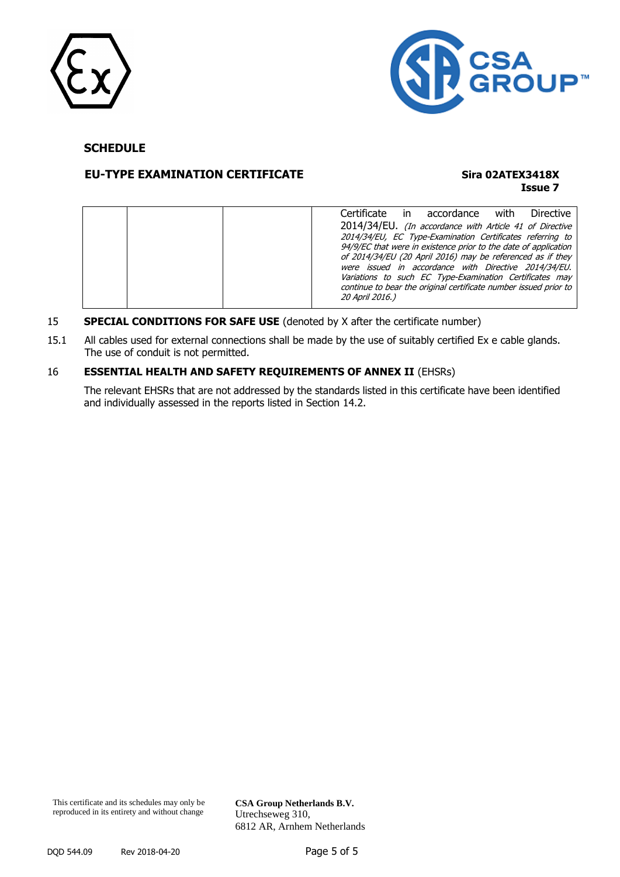**SCHEDULE**

**EU-TYPE EXAMINATION CERTIFICATE** **Sira 02ATEX3418X**
**Issue 7**

| | | | |
|---|---|---|---|
| | | | Certificate in accordance with Directive 2014/34/EU. *(In accordance with Article 41 of Directive 2014/34/EU, EC Type-Examination Certificates referring to 94/9/EC that were in existence prior to the date of application of 2014/34/EU (20 April 2016) may be referenced as if they were issued in accordance with Directive 2014/34/EU. Variations to such EC Type-Examination Certificates may continue to bear the original certificate number issued prior to 20 April 2016.)* |

15 **SPECIAL CONDITIONS FOR SAFE USE** (denoted by X after the certificate number)

15.1 All cables used for external connections shall be made by the use of suitably certified Ex e cable glands. The use of conduit is not permitted.

16 **ESSENTIAL HEALTH AND SAFETY REQUIREMENTS OF ANNEX II** (EHSRs)

The relevant EHSRs that are not addressed by the standards listed in this certificate have been identified and individually assessed in the reports listed in Section 14.2.

This certificate and its schedules may only be reproduced in its entirety and without change

**CSA Group Netherlands B.V.**
Utrechseweg 310,
6812 AR, Arnhem Netherlands

DQD 544.09 Rev 2018-04-20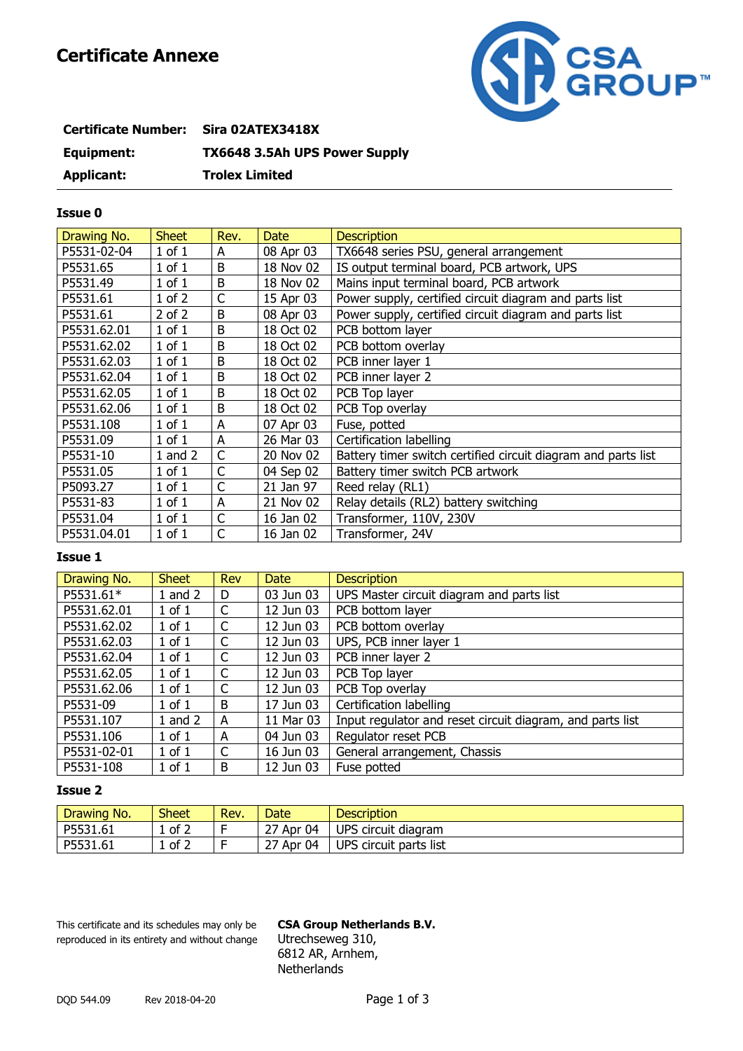# Certificate Annexe

| | |
|---|---|
| **Certificate Number:** | **Sira 02ATEX3418X** |
| **Equipment:** | **TX6648 3.5Ah UPS Power Supply** |
| **Applicant:** | **Trolex Limited** |

### Issue 0

| Drawing No. | Sheet | Rev. | Date | Description |
|---|---|---|---|---|
| P5531-02-04 | 1 of 1 | A | 08 Apr 03 | TX6648 series PSU, general arrangement |
| P5531.65 | 1 of 1 | B | 18 Nov 02 | IS output terminal board, PCB artwork, UPS |
| P5531.49 | 1 of 1 | B | 18 Nov 02 | Mains input terminal board, PCB artwork |
| P5531.61 | 1 of 2 | C | 15 Apr 03 | Power supply, certified circuit diagram and parts list |
| P5531.61 | 2 of 2 | B | 08 Apr 03 | Power supply, certified circuit diagram and parts list |
| P5531.62.01 | 1 of 1 | B | 18 Oct 02 | PCB bottom layer |
| P5531.62.02 | 1 of 1 | B | 18 Oct 02 | PCB bottom overlay |
| P5531.62.03 | 1 of 1 | B | 18 Oct 02 | PCB inner layer 1 |
| P5531.62.04 | 1 of 1 | B | 18 Oct 02 | PCB inner layer 2 |
| P5531.62.05 | 1 of 1 | B | 18 Oct 02 | PCB Top layer |
| P5531.62.06 | 1 of 1 | B | 18 Oct 02 | PCB Top overlay |
| P5531.108 | 1 of 1 | A | 07 Apr 03 | Fuse, potted |
| P5531.09 | 1 of 1 | A | 26 Mar 03 | Certification labelling |
| P5531-10 | 1 and 2 | C | 20 Nov 02 | Battery timer switch certified circuit diagram and parts list |
| P5531.05 | 1 of 1 | C | 04 Sep 02 | Battery timer switch PCB artwork |
| P5093.27 | 1 of 1 | C | 21 Jan 97 | Reed relay (RL1) |
| P5531-83 | 1 of 1 | A | 21 Nov 02 | Relay details (RL2) battery switching |
| P5531.04 | 1 of 1 | C | 16 Jan 02 | Transformer, 110V, 230V |
| P5531.04.01 | 1 of 1 | C | 16 Jan 02 | Transformer, 24V |

### Issue 1

| Drawing No. | Sheet | Rev | Date | Description |
|---|---|---|---|---|
| P5531.61* | 1 and 2 | D | 03 Jun 03 | UPS Master circuit diagram and parts list |
| P5531.62.01 | 1 of 1 | C | 12 Jun 03 | PCB bottom layer |
| P5531.62.02 | 1 of 1 | C | 12 Jun 03 | PCB bottom overlay |
| P5531.62.03 | 1 of 1 | C | 12 Jun 03 | UPS, PCB inner layer 1 |
| P5531.62.04 | 1 of 1 | C | 12 Jun 03 | PCB inner layer 2 |
| P5531.62.05 | 1 of 1 | C | 12 Jun 03 | PCB Top layer |
| P5531.62.06 | 1 of 1 | C | 12 Jun 03 | PCB Top overlay |
| P5531-09 | 1 of 1 | B | 17 Jun 03 | Certification labelling |
| P5531.107 | 1 and 2 | A | 11 Mar 03 | Input regulator and reset circuit diagram, and parts list |
| P5531.106 | 1 of 1 | A | 04 Jun 03 | Regulator reset PCB |
| P5531-02-01 | 1 of 1 | C | 16 Jun 03 | General arrangement, Chassis |
| P5531-108 | 1 of 1 | B | 12 Jun 03 | Fuse potted |

### Issue 2

| Drawing No. | Sheet | Rev. | Date | Description |
|---|---|---|---|---|
| P5531.61 | 1 of 2 | F | 27 Apr 04 | UPS circuit diagram |
| P5531.61 | 1 of 2 | F | 27 Apr 04 | UPS circuit parts list |

This certificate and its schedules may only be reproduced in its entirety and without change

**CSA Group Netherlands B.V.**
Utrechseweg 310,
6812 AR, Arnhem,
Netherlands

DQD 544.09 Rev 2018-04-20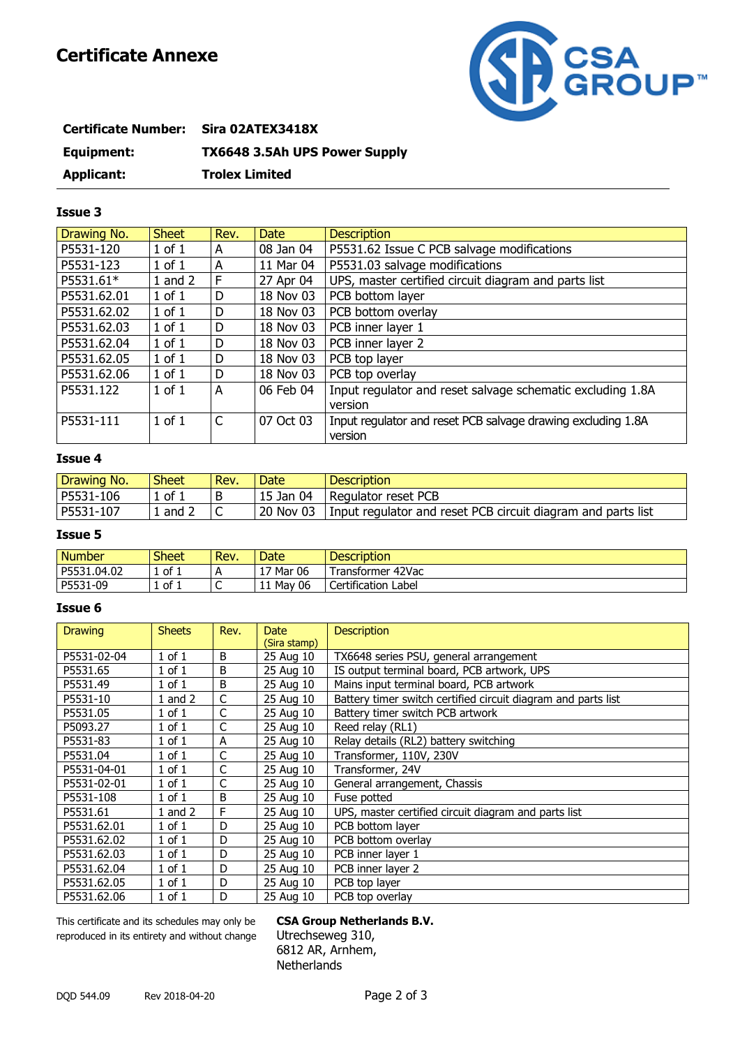# Certificate Annexe

**Certificate Number:** Sira 02ATEX3418X

**Equipment:** TX6648 3.5Ah UPS Power Supply

**Applicant:** Trolex Limited

### Issue 3

| Drawing No. | Sheet | Rev. | Date | Description |
|---|---|---|---|---|
| P5531-120 | 1 of 1 | A | 08 Jan 04 | P5531.62 Issue C PCB salvage modifications |
| P5531-123 | 1 of 1 | A | 11 Mar 04 | P5531.03 salvage modifications |
| P5531.61* | 1 and 2 | F | 27 Apr 04 | UPS, master certified circuit diagram and parts list |
| P5531.62.01 | 1 of 1 | D | 18 Nov 03 | PCB bottom layer |
| P5531.62.02 | 1 of 1 | D | 18 Nov 03 | PCB bottom overlay |
| P5531.62.03 | 1 of 1 | D | 18 Nov 03 | PCB inner layer 1 |
| P5531.62.04 | 1 of 1 | D | 18 Nov 03 | PCB inner layer 2 |
| P5531.62.05 | 1 of 1 | D | 18 Nov 03 | PCB top layer |
| P5531.62.06 | 1 of 1 | D | 18 Nov 03 | PCB top overlay |
| P5531.122 | 1 of 1 | A | 06 Feb 04 | Input regulator and reset salvage schematic excluding 1.8A version |
| P5531-111 | 1 of 1 | C | 07 Oct 03 | Input regulator and reset PCB salvage drawing excluding 1.8A version |

### Issue 4

| Drawing No. | Sheet | Rev. | Date | Description |
|---|---|---|---|---|
| P5531-106 | 1 of 1 | B | 15 Jan 04 | Regulator reset PCB |
| P5531-107 | 1 and 2 | C | 20 Nov 03 | Input regulator and reset PCB circuit diagram and parts list |

### Issue 5

| Number | Sheet | Rev. | Date | Description |
|---|---|---|---|---|
| P5531.04.02 | 1 of 1 | A | 17 Mar 06 | Transformer 42Vac |
| P5531-09 | 1 of 1 | C | 11 May 06 | Certification Label |

### Issue 6

| Drawing | Sheets | Rev. | Date (Sira stamp) | Description |
|---|---|---|---|---|
| P5531-02-04 | 1 of 1 | B | 25 Aug 10 | TX6648 series PSU, general arrangement |
| P5531.65 | 1 of 1 | B | 25 Aug 10 | IS output terminal board, PCB artwork, UPS |
| P5531.49 | 1 of 1 | B | 25 Aug 10 | Mains input terminal board, PCB artwork |
| P5531-10 | 1 and 2 | C | 25 Aug 10 | Battery timer switch certified circuit diagram and parts list |
| P5531.05 | 1 of 1 | C | 25 Aug 10 | Battery timer switch PCB artwork |
| P5093.27 | 1 of 1 | C | 25 Aug 10 | Reed relay (RL1) |
| P5531-83 | 1 of 1 | A | 25 Aug 10 | Relay details (RL2) battery switching |
| P5531.04 | 1 of 1 | C | 25 Aug 10 | Transformer, 110V, 230V |
| P5531-04-01 | 1 of 1 | C | 25 Aug 10 | Transformer, 24V |
| P5531-02-01 | 1 of 1 | C | 25 Aug 10 | General arrangement, Chassis |
| P5531-108 | 1 of 1 | B | 25 Aug 10 | Fuse potted |
| P5531.61 | 1 and 2 | F | 25 Aug 10 | UPS, master certified circuit diagram and parts list |
| P5531.62.01 | 1 of 1 | D | 25 Aug 10 | PCB bottom layer |
| P5531.62.02 | 1 of 1 | D | 25 Aug 10 | PCB bottom overlay |
| P5531.62.03 | 1 of 1 | D | 25 Aug 10 | PCB inner layer 1 |
| P5531.62.04 | 1 of 1 | D | 25 Aug 10 | PCB inner layer 2 |
| P5531.62.05 | 1 of 1 | D | 25 Aug 10 | PCB top layer |
| P5531.62.06 | 1 of 1 | D | 25 Aug 10 | PCB top overlay |

This certificate and its schedules may only be reproduced in its entirety and without change

**CSA Group Netherlands B.V.**
Utrechseweg 310,
6812 AR, Arnhem,
Netherlands

DQD 544.09 Rev 2018-04-20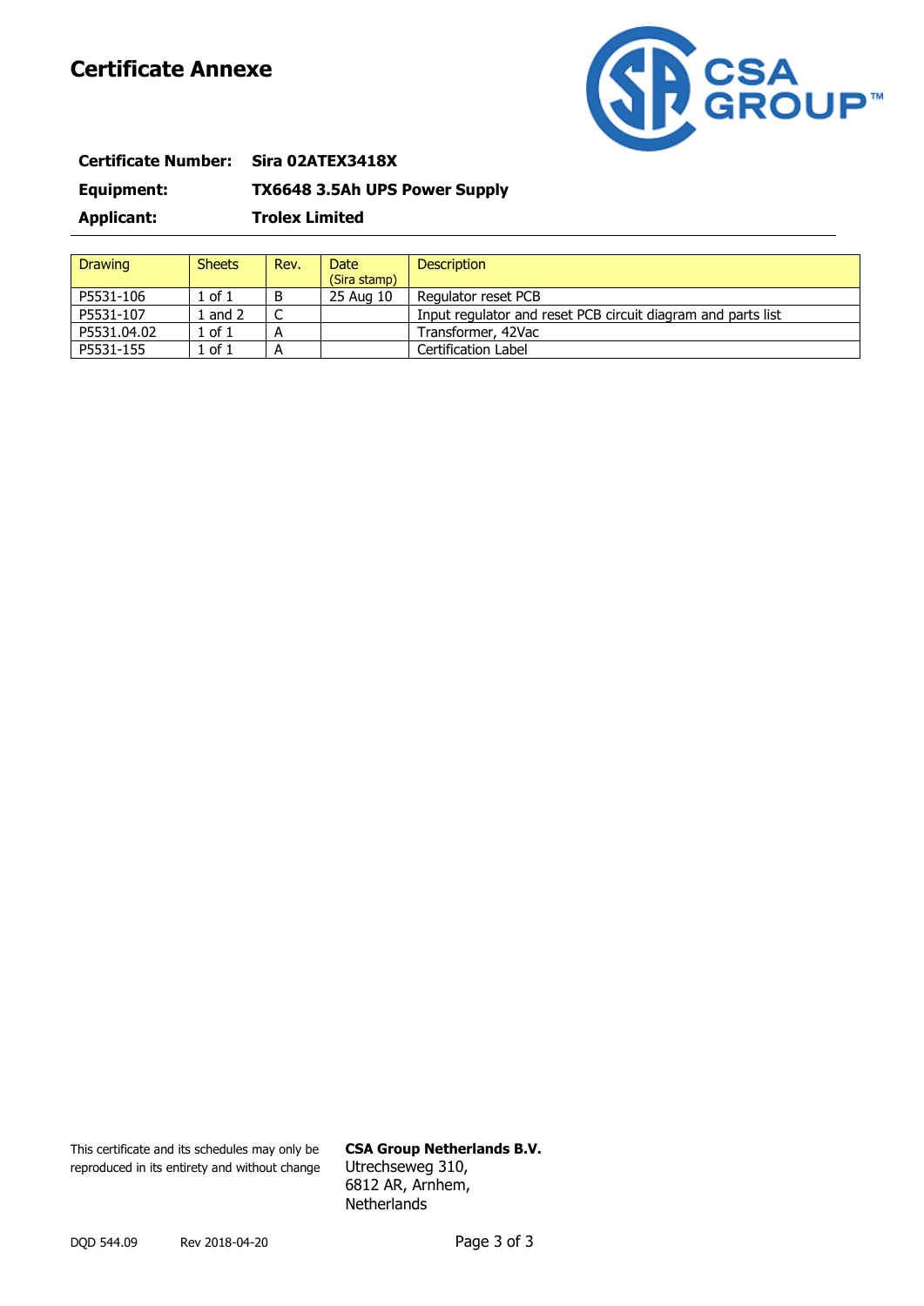# Certificate Annexe

**Certificate Number:** **Sira 02ATEX3418X**

**Equipment:** **TX6648 3.5Ah UPS Power Supply**

**Applicant:** **Trolex Limited**

| Drawing | Sheets | Rev. | Date (Sira stamp) | Description |
|---|---|---|---|---|
| P5531-106 | 1 of 1 | B | 25 Aug 10 | Regulator reset PCB |
| P5531-107 | 1 and 2 | C | | Input regulator and reset PCB circuit diagram and parts list |
| P5531.04.02 | 1 of 1 | A | | Transformer, 42Vac |
| P5531-155 | 1 of 1 | A | | Certification Label |

This certificate and its schedules may only be reproduced in its entirety and without change

**CSA Group Netherlands B.V.**
Utrechseweg 310,
6812 AR, Arnhem,
Netherlands

DQD 544.09 Rev 2018-04-20